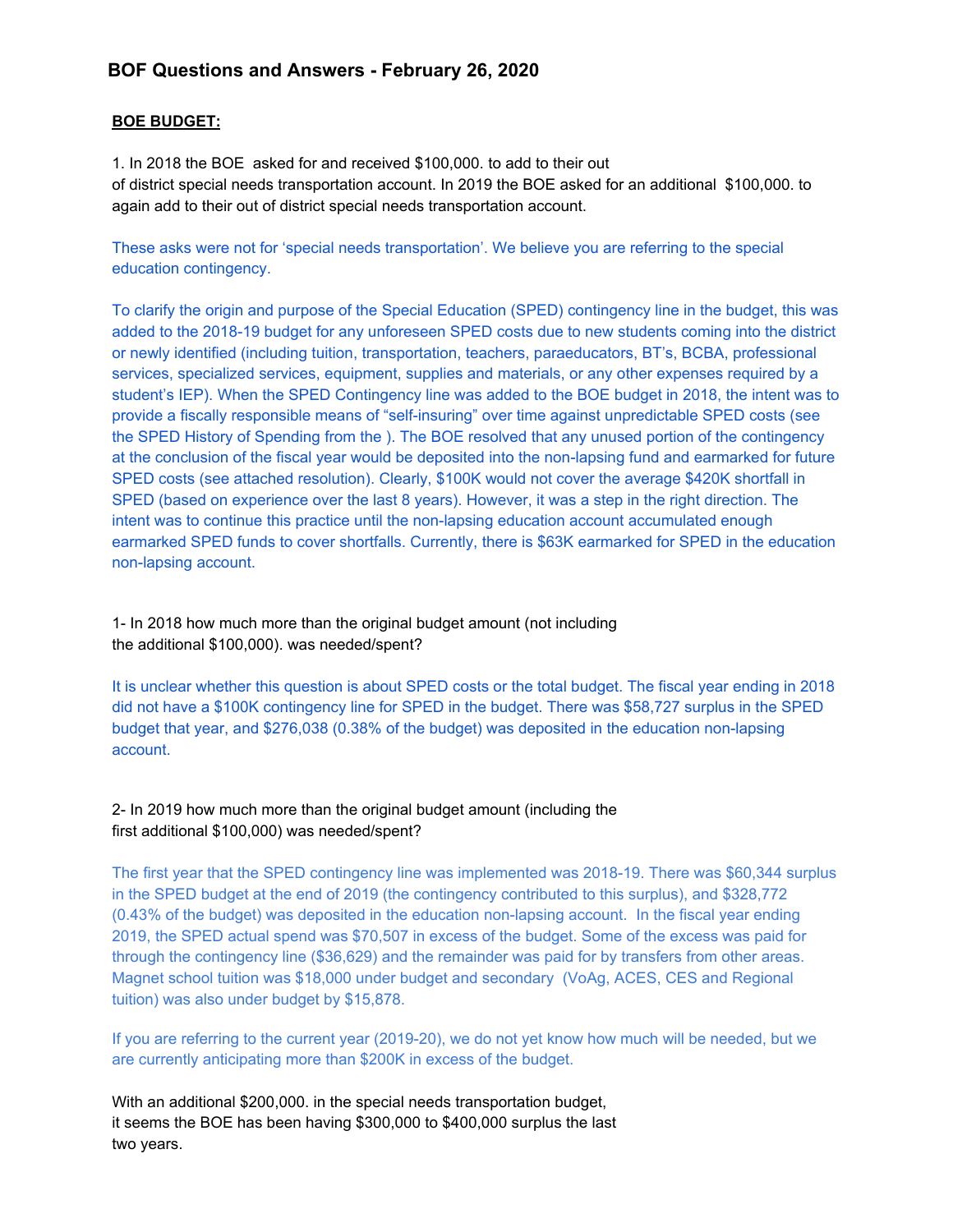## BOF Questions and Answers - February 26, 2020

**BOE BUDGET:**

1. In 2018 the BOE asked for and received $100,000. to add to their out of district special needs transportation account. In 2019 the BOE asked for an additional $100,000. to again add to their out of district special needs transportation account.

These asks were not for 'special needs transportation'. We believe you are referring to the special education contingency.

To clarify the origin and purpose of the Special Education (SPED) contingency line in the budget, this was added to the 2018-19 budget for any unforeseen SPED costs due to new students coming into the district or newly identified (including tuition, transportation, teachers, paraeducators, BT's, BCBA, professional services, specialized services, equipment, supplies and materials, or any other expenses required by a student's IEP). When the SPED Contingency line was added to the BOE budget in 2018, the intent was to provide a fiscally responsible means of "self-insuring" over time against unpredictable SPED costs (see the SPED History of Spending from the ). The BOE resolved that any unused portion of the contingency at the conclusion of the fiscal year would be deposited into the non-lapsing fund and earmarked for future SPED costs (see attached resolution). Clearly, $100K would not cover the average $420K shortfall in SPED (based on experience over the last 8 years). However, it was a step in the right direction. The intent was to continue this practice until the non-lapsing education account accumulated enough earmarked SPED funds to cover shortfalls. Currently, there is $63K earmarked for SPED in the education non-lapsing account.

1- In 2018 how much more than the original budget amount (not including the additional $100,000). was needed/spent?

It is unclear whether this question is about SPED costs or the total budget. The fiscal year ending in 2018 did not have a $100K contingency line for SPED in the budget. There was $58,727 surplus in the SPED budget that year, and $276,038 (0.38% of the budget) was deposited in the education non-lapsing account.

2- In 2019 how much more than the original budget amount (including the first additional $100,000) was needed/spent?

The first year that the SPED contingency line was implemented was 2018-19. There was $60,344 surplus in the SPED budget at the end of 2019 (the contingency contributed to this surplus), and $328,772 (0.43% of the budget) was deposited in the education non-lapsing account. In the fiscal year ending 2019, the SPED actual spend was $70,507 in excess of the budget. Some of the excess was paid for through the contingency line ($36,629) and the remainder was paid for by transfers from other areas. Magnet school tuition was $18,000 under budget and secondary (VoAg, ACES, CES and Regional tuition) was also under budget by $15,878.

If you are referring to the current year (2019-20), we do not yet know how much will be needed, but we are currently anticipating more than $200K in excess of the budget.

With an additional $200,000. in the special needs transportation budget, it seems the BOE has been having $300,000 to $400,000 surplus the last two years.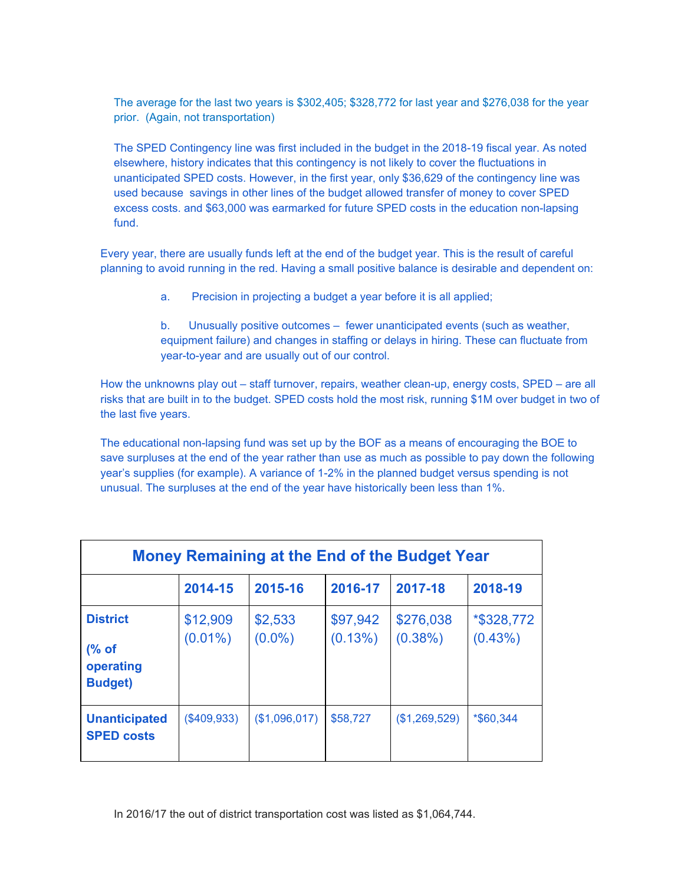The average for the last two years is $302,405; $328,772 for last year and $276,038 for the year prior. (Again, not transportation)

The SPED Contingency line was first included in the budget in the 2018-19 fiscal year. As noted elsewhere, history indicates that this contingency is not likely to cover the fluctuations in unanticipated SPED costs. However, in the first year, only $36,629 of the contingency line was used because savings in other lines of the budget allowed transfer of money to cover SPED excess costs. and $63,000 was earmarked for future SPED costs in the education non-lapsing fund.

Every year, there are usually funds left at the end of the budget year. This is the result of careful planning to avoid running in the red. Having a small positive balance is desirable and dependent on:

a. Precision in projecting a budget a year before it is all applied;

b. Unusually positive outcomes – fewer unanticipated events (such as weather, equipment failure) and changes in staffing or delays in hiring. These can fluctuate from year-to-year and are usually out of our control.

How the unknowns play out – staff turnover, repairs, weather clean-up, energy costs, SPED – are all risks that are built in to the budget. SPED costs hold the most risk, running $1M over budget in two of the last five years.

The educational non-lapsing fund was set up by the BOF as a means of encouraging the BOE to save surpluses at the end of the year rather than use as much as possible to pay down the following year's supplies (for example). A variance of 1-2% in the planned budget versus spending is not unusual. The surpluses at the end of the year have historically been less than 1%.

| Money Remaining at the End of the Budget Year | | | | | |
|---|---|---|---|---|---|
| | **2014-15** | **2015-16** | **2016-17** | **2017-18** | **2018-19** |
| **District** (**% of operating Budget**) | $12,909 (0.01%) | $2,533 (0.0%) | $97,942 (0.13%) | $276,038 (0.38%) | *$328,772 (0.43%) |
| **Unanticipated SPED costs** | ($409,933) | ($1,096,017) | $58,727 | ($1,269,529) | *$60,344 |

In 2016/17 the out of district transportation cost was listed as $1,064,744.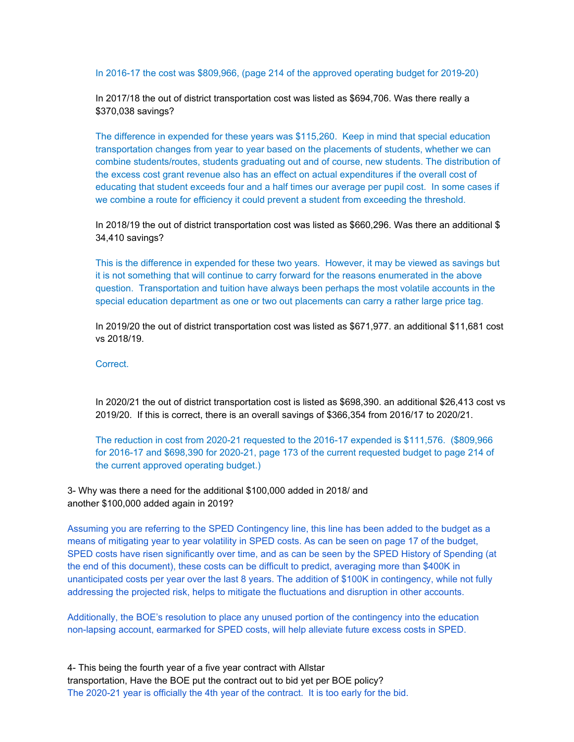In 2016-17 the cost was $809,966, (page 214 of the approved operating budget for 2019-20)

In 2017/18 the out of district transportation cost was listed as $694,706. Was there really a $370,038 savings?

The difference in expended for these years was $115,260. Keep in mind that special education transportation changes from year to year based on the placements of students, whether we can combine students/routes, students graduating out and of course, new students. The distribution of the excess cost grant revenue also has an effect on actual expenditures if the overall cost of educating that student exceeds four and a half times our average per pupil cost. In some cases if we combine a route for efficiency it could prevent a student from exceeding the threshold.

In 2018/19 the out of district transportation cost was listed as $660,296. Was there an additional $ 34,410 savings?

This is the difference in expended for these two years. However, it may be viewed as savings but it is not something that will continue to carry forward for the reasons enumerated in the above question. Transportation and tuition have always been perhaps the most volatile accounts in the special education department as one or two out placements can carry a rather large price tag.

In 2019/20 the out of district transportation cost was listed as $671,977. an additional $11,681 cost vs 2018/19.

Correct.

In 2020/21 the out of district transportation cost is listed as $698,390. an additional $26,413 cost vs 2019/20. If this is correct, there is an overall savings of $366,354 from 2016/17 to 2020/21.

The reduction in cost from 2020-21 requested to the 2016-17 expended is $111,576. ($809,966 for 2016-17 and $698,390 for 2020-21, page 173 of the current requested budget to page 214 of the current approved operating budget.)

3- Why was there a need for the additional $100,000 added in 2018/ and another $100,000 added again in 2019?

Assuming you are referring to the SPED Contingency line, this line has been added to the budget as a means of mitigating year to year volatility in SPED costs. As can be seen on page 17 of the budget, SPED costs have risen significantly over time, and as can be seen by the SPED History of Spending (at the end of this document), these costs can be difficult to predict, averaging more than $400K in unanticipated costs per year over the last 8 years. The addition of $100K in contingency, while not fully addressing the projected risk, helps to mitigate the fluctuations and disruption in other accounts.

Additionally, the BOE's resolution to place any unused portion of the contingency into the education non-lapsing account, earmarked for SPED costs, will help alleviate future excess costs in SPED.

4- This being the fourth year of a five year contract with Allstar transportation, Have the BOE put the contract out to bid yet per BOE policy?
The 2020-21 year is officially the 4th year of the contract. It is too early for the bid.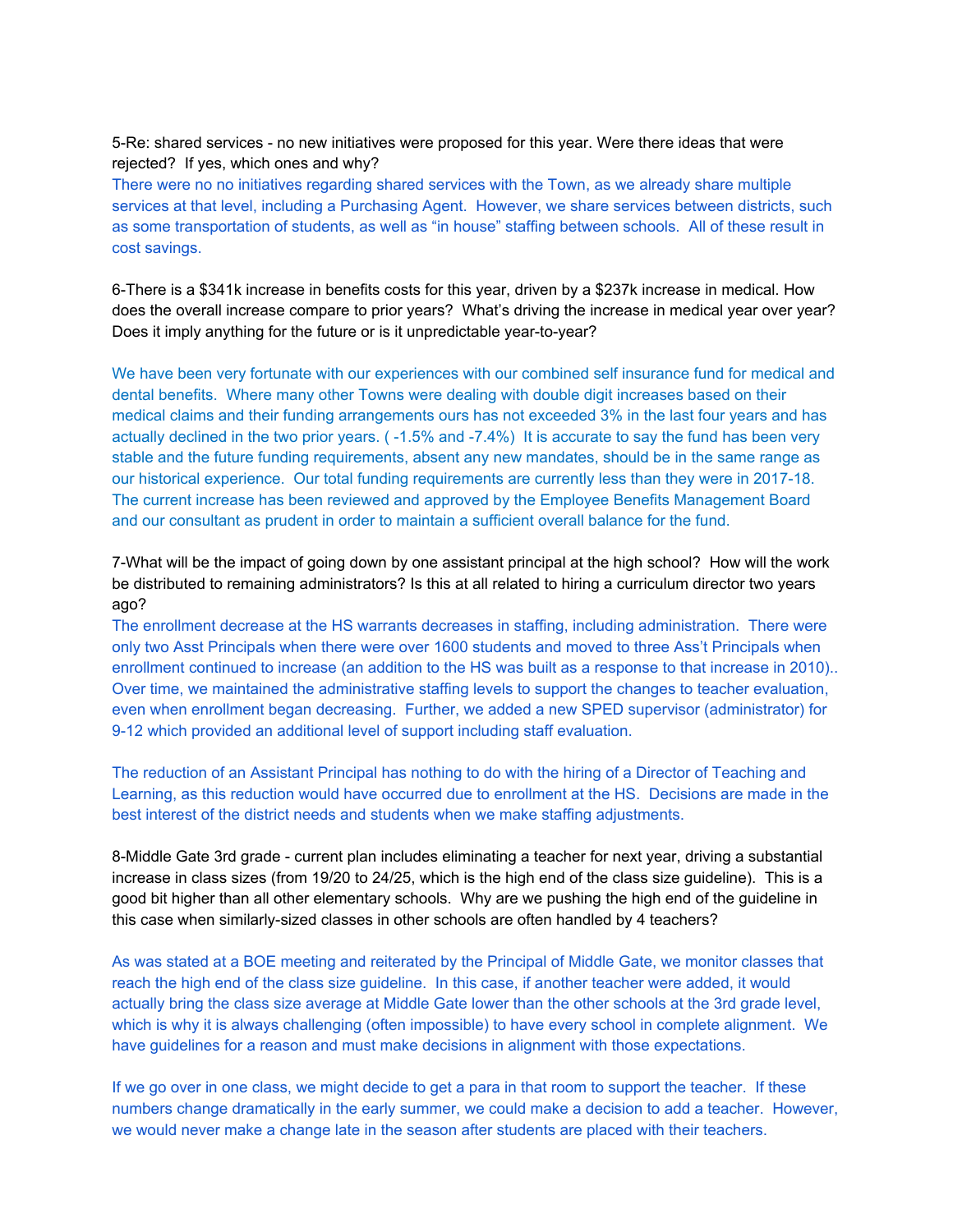5-Re: shared services - no new initiatives were proposed for this year. Were there ideas that were rejected? If yes, which ones and why?

There were no no initiatives regarding shared services with the Town, as we already share multiple services at that level, including a Purchasing Agent. However, we share services between districts, such as some transportation of students, as well as "in house" staffing between schools. All of these result in cost savings.

6-There is a $341k increase in benefits costs for this year, driven by a $237k increase in medical. How does the overall increase compare to prior years? What's driving the increase in medical year over year? Does it imply anything for the future or is it unpredictable year-to-year?

We have been very fortunate with our experiences with our combined self insurance fund for medical and dental benefits. Where many other Towns were dealing with double digit increases based on their medical claims and their funding arrangements ours has not exceeded 3% in the last four years and has actually declined in the two prior years. ( -1.5% and -7.4%) It is accurate to say the fund has been very stable and the future funding requirements, absent any new mandates, should be in the same range as our historical experience. Our total funding requirements are currently less than they were in 2017-18. The current increase has been reviewed and approved by the Employee Benefits Management Board and our consultant as prudent in order to maintain a sufficient overall balance for the fund.

7-What will be the impact of going down by one assistant principal at the high school? How will the work be distributed to remaining administrators? Is this at all related to hiring a curriculum director two years ago?

The enrollment decrease at the HS warrants decreases in staffing, including administration. There were only two Asst Principals when there were over 1600 students and moved to three Ass't Principals when enrollment continued to increase (an addition to the HS was built as a response to that increase in 2010).. Over time, we maintained the administrative staffing levels to support the changes to teacher evaluation, even when enrollment began decreasing. Further, we added a new SPED supervisor (administrator) for 9-12 which provided an additional level of support including staff evaluation.

The reduction of an Assistant Principal has nothing to do with the hiring of a Director of Teaching and Learning, as this reduction would have occurred due to enrollment at the HS. Decisions are made in the best interest of the district needs and students when we make staffing adjustments.

8-Middle Gate 3rd grade - current plan includes eliminating a teacher for next year, driving a substantial increase in class sizes (from 19/20 to 24/25, which is the high end of the class size guideline). This is a good bit higher than all other elementary schools. Why are we pushing the high end of the guideline in this case when similarly-sized classes in other schools are often handled by 4 teachers?

As was stated at a BOE meeting and reiterated by the Principal of Middle Gate, we monitor classes that reach the high end of the class size guideline. In this case, if another teacher were added, it would actually bring the class size average at Middle Gate lower than the other schools at the 3rd grade level, which is why it is always challenging (often impossible) to have every school in complete alignment. We have guidelines for a reason and must make decisions in alignment with those expectations.

If we go over in one class, we might decide to get a para in that room to support the teacher. If these numbers change dramatically in the early summer, we could make a decision to add a teacher. However, we would never make a change late in the season after students are placed with their teachers.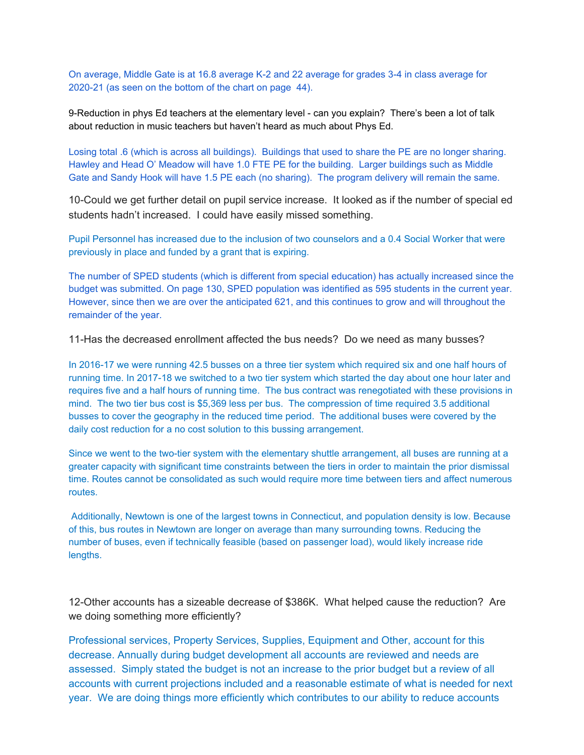On average, Middle Gate is at 16.8 average K-2 and 22 average for grades 3-4 in class average for 2020-21 (as seen on the bottom of the chart on page 44).

9-Reduction in phys Ed teachers at the elementary level - can you explain? There's been a lot of talk about reduction in music teachers but haven't heard as much about Phys Ed.

Losing total .6 (which is across all buildings). Buildings that used to share the PE are no longer sharing. Hawley and Head O' Meadow will have 1.0 FTE PE for the building. Larger buildings such as Middle Gate and Sandy Hook will have 1.5 PE each (no sharing). The program delivery will remain the same.

10-Could we get further detail on pupil service increase. It looked as if the number of special ed students hadn't increased. I could have easily missed something.

Pupil Personnel has increased due to the inclusion of two counselors and a 0.4 Social Worker that were previously in place and funded by a grant that is expiring.

The number of SPED students (which is different from special education) has actually increased since the budget was submitted. On page 130, SPED population was identified as 595 students in the current year. However, since then we are over the anticipated 621, and this continues to grow and will throughout the remainder of the year.

11-Has the decreased enrollment affected the bus needs? Do we need as many busses?

In 2016-17 we were running 42.5 busses on a three tier system which required six and one half hours of running time. In 2017-18 we switched to a two tier system which started the day about one hour later and requires five and a half hours of running time. The bus contract was renegotiated with these provisions in mind. The two tier bus cost is $5,369 less per bus. The compression of time required 3.5 additional busses to cover the geography in the reduced time period. The additional buses were covered by the daily cost reduction for a no cost solution to this bussing arrangement.

Since we went to the two-tier system with the elementary shuttle arrangement, all buses are running at a greater capacity with significant time constraints between the tiers in order to maintain the prior dismissal time. Routes cannot be consolidated as such would require more time between tiers and affect numerous routes.

Additionally, Newtown is one of the largest towns in Connecticut, and population density is low. Because of this, bus routes in Newtown are longer on average than many surrounding towns. Reducing the number of buses, even if technically feasible (based on passenger load), would likely increase ride lengths.

12-Other accounts has a sizeable decrease of $386K. What helped cause the reduction? Are we doing something more efficiently?

Professional services, Property Services, Supplies, Equipment and Other, account for this decrease. Annually during budget development all accounts are reviewed and needs are assessed. Simply stated the budget is not an increase to the prior budget but a review of all accounts with current projections included and a reasonable estimate of what is needed for next year. We are doing things more efficiently which contributes to our ability to reduce accounts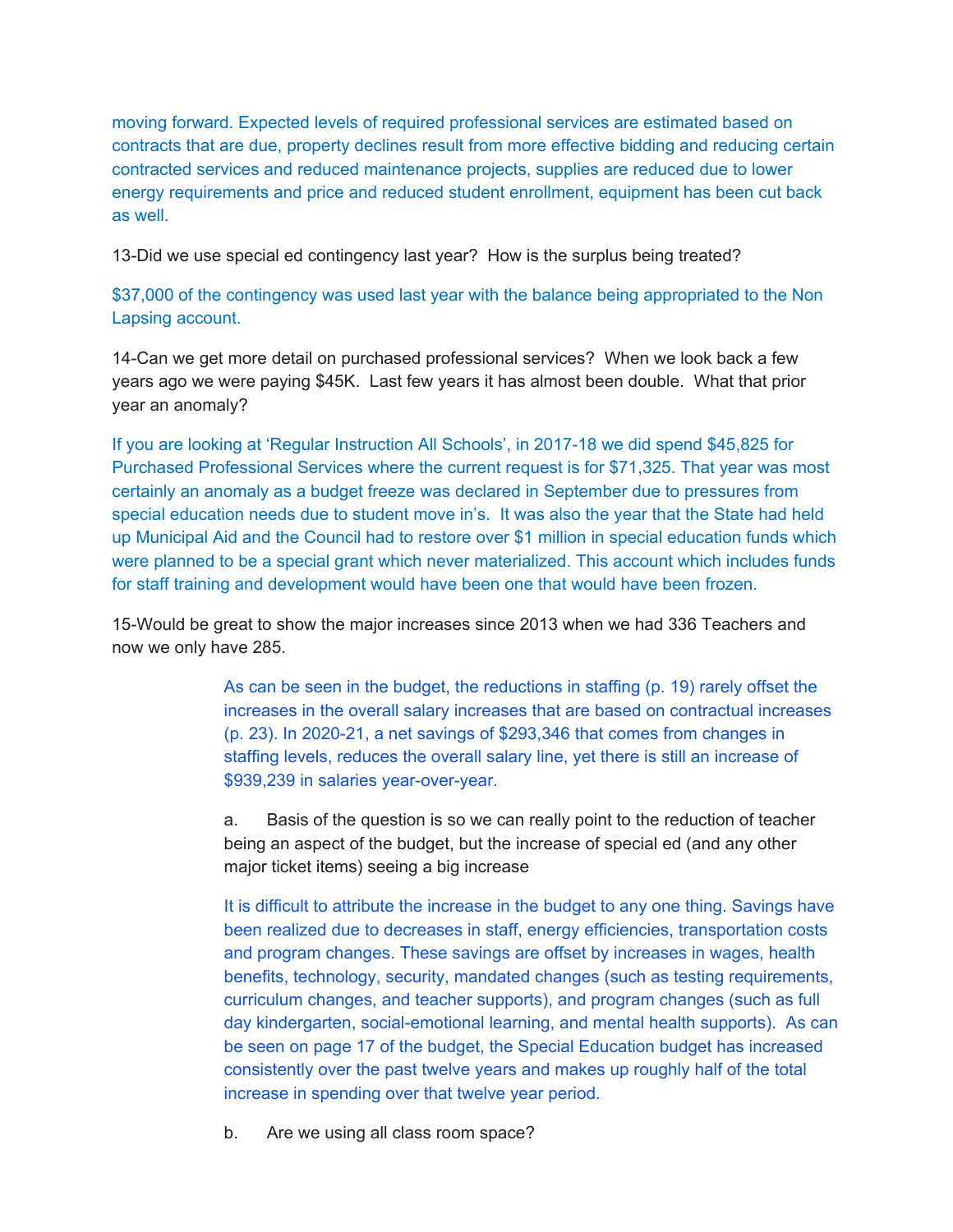moving forward. Expected levels of required professional services are estimated based on contracts that are due, property declines result from more effective bidding and reducing certain contracted services and reduced maintenance projects, supplies are reduced due to lower energy requirements and price and reduced student enrollment, equipment has been cut back as well.

13-Did we use special ed contingency last year? How is the surplus being treated?

$37,000 of the contingency was used last year with the balance being appropriated to the Non Lapsing account.

14-Can we get more detail on purchased professional services? When we look back a few years ago we were paying $45K. Last few years it has almost been double. What that prior year an anomaly?

If you are looking at ‘Regular Instruction All Schools’, in 2017-18 we did spend $45,825 for Purchased Professional Services where the current request is for $71,325. That year was most certainly an anomaly as a budget freeze was declared in September due to pressures from special education needs due to student move in’s. It was also the year that the State had held up Municipal Aid and the Council had to restore over $1 million in special education funds which were planned to be a special grant which never materialized. This account which includes funds for staff training and development would have been one that would have been frozen.

15-Would be great to show the major increases since 2013 when we had 336 Teachers and now we only have 285.

> As can be seen in the budget, the reductions in staffing (p. 19) rarely offset the increases in the overall salary increases that are based on contractual increases (p. 23). In 2020-21, a net savings of $293,346 that comes from changes in staffing levels, reduces the overall salary line, yet there is still an increase of $939,239 in salaries year-over-year.
>
> a. Basis of the question is so we can really point to the reduction of teacher being an aspect of the budget, but the increase of special ed (and any other major ticket items) seeing a big increase
>
> It is difficult to attribute the increase in the budget to any one thing. Savings have been realized due to decreases in staff, energy efficiencies, transportation costs and program changes. These savings are offset by increases in wages, health benefits, technology, security, mandated changes (such as testing requirements, curriculum changes, and teacher supports), and program changes (such as full day kindergarten, social-emotional learning, and mental health supports). As can be seen on page 17 of the budget, the Special Education budget has increased consistently over the past twelve years and makes up roughly half of the total increase in spending over that twelve year period.
>
> b. Are we using all class room space?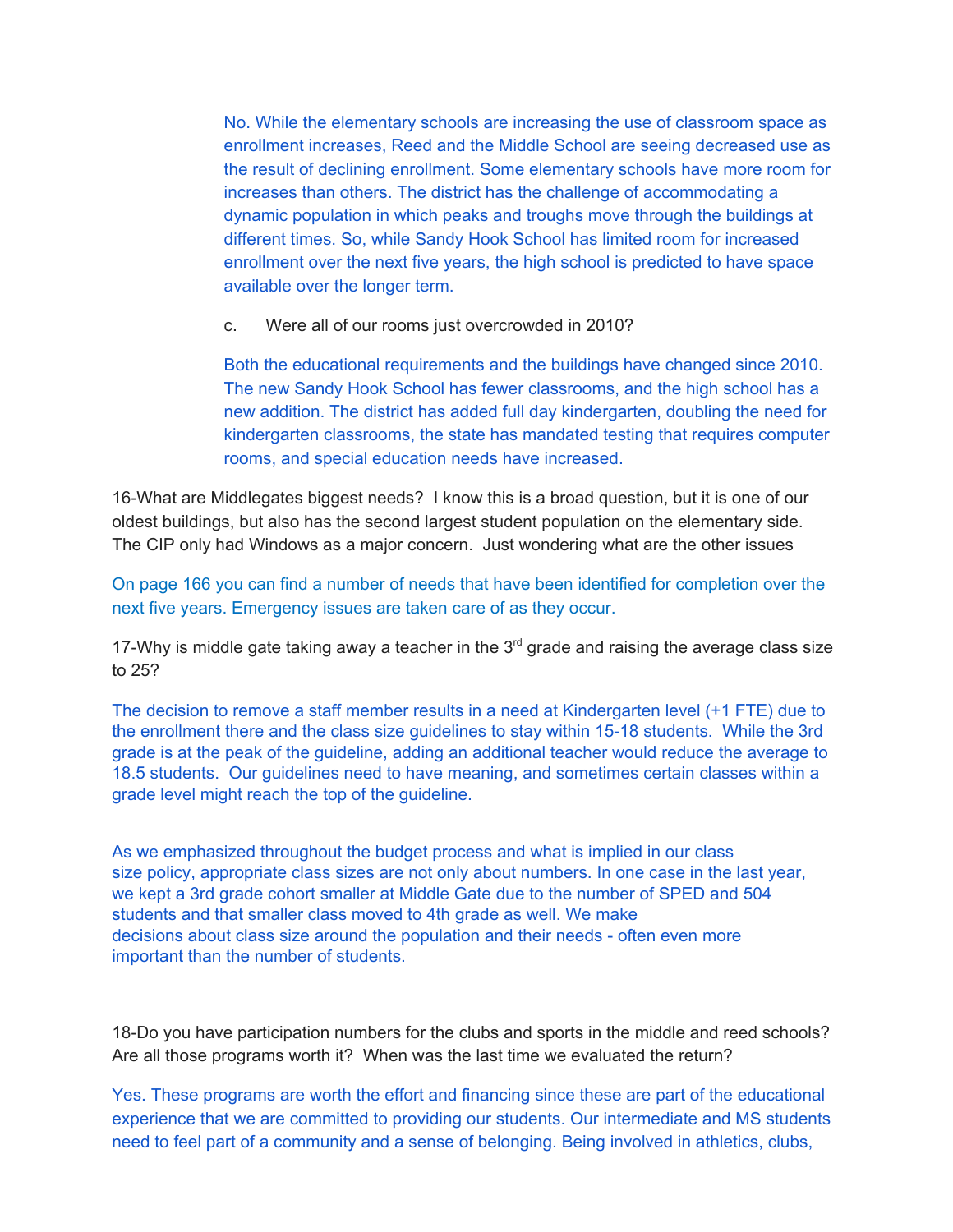No. While the elementary schools are increasing the use of classroom space as enrollment increases, Reed and the Middle School are seeing decreased use as the result of declining enrollment. Some elementary schools have more room for increases than others. The district has the challenge of accommodating a dynamic population in which peaks and troughs move through the buildings at different times. So, while Sandy Hook School has limited room for increased enrollment over the next five years, the high school is predicted to have space available over the longer term.

c. Were all of our rooms just overcrowded in 2010?

Both the educational requirements and the buildings have changed since 2010. The new Sandy Hook School has fewer classrooms, and the high school has a new addition. The district has added full day kindergarten, doubling the need for kindergarten classrooms, the state has mandated testing that requires computer rooms, and special education needs have increased.

16-What are Middlegates biggest needs? I know this is a broad question, but it is one of our oldest buildings, but also has the second largest student population on the elementary side. The CIP only had Windows as a major concern. Just wondering what are the other issues

On page 166 you can find a number of needs that have been identified for completion over the next five years. Emergency issues are taken care of as they occur.

17-Why is middle gate taking away a teacher in the 3rd grade and raising the average class size to 25?

The decision to remove a staff member results in a need at Kindergarten level (+1 FTE) due to the enrollment there and the class size guidelines to stay within 15-18 students. While the 3rd grade is at the peak of the guideline, adding an additional teacher would reduce the average to 18.5 students. Our guidelines need to have meaning, and sometimes certain classes within a grade level might reach the top of the guideline.

As we emphasized throughout the budget process and what is implied in our class size policy, appropriate class sizes are not only about numbers. In one case in the last year, we kept a 3rd grade cohort smaller at Middle Gate due to the number of SPED and 504 students and that smaller class moved to 4th grade as well. We make decisions about class size around the population and their needs - often even more important than the number of students.

18-Do you have participation numbers for the clubs and sports in the middle and reed schools? Are all those programs worth it? When was the last time we evaluated the return?

Yes. These programs are worth the effort and financing since these are part of the educational experience that we are committed to providing our students. Our intermediate and MS students need to feel part of a community and a sense of belonging. Being involved in athletics, clubs,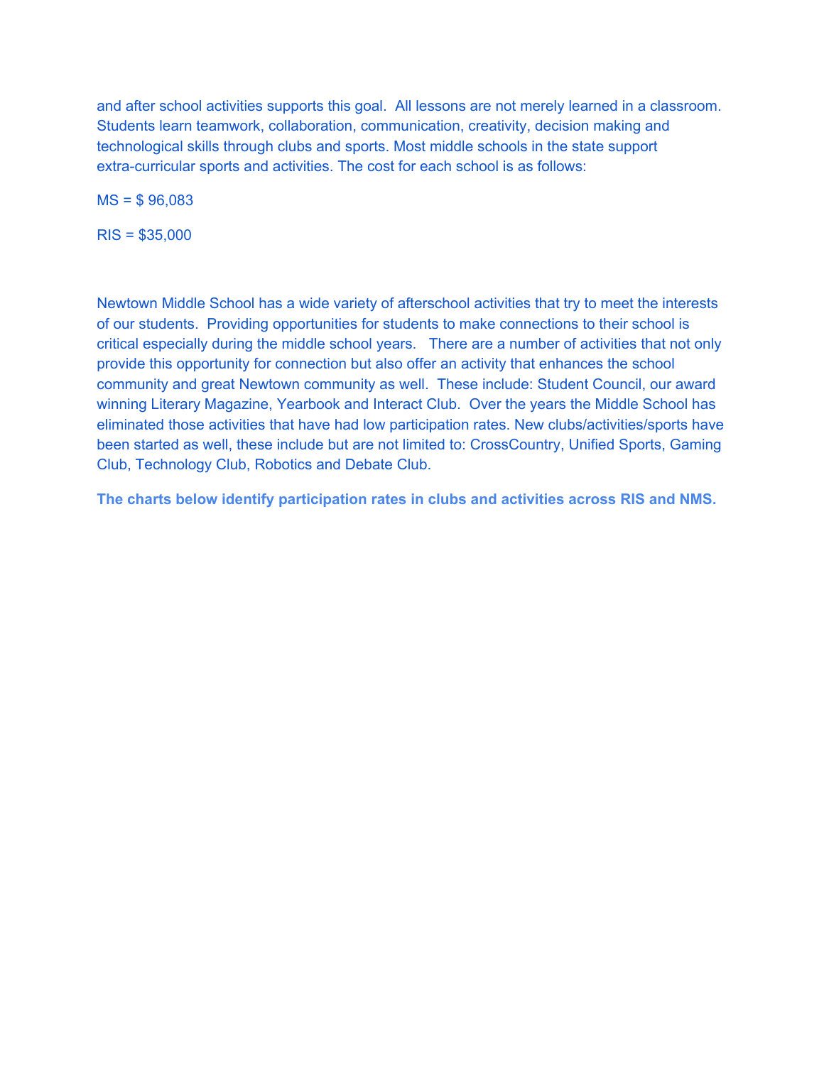and after school activities supports this goal. All lessons are not merely learned in a classroom. Students learn teamwork, collaboration, communication, creativity, decision making and technological skills through clubs and sports. Most middle schools in the state support extra-curricular sports and activities. The cost for each school is as follows:

MS = $ 96,083

RIS = $35,000

Newtown Middle School has a wide variety of afterschool activities that try to meet the interests of our students. Providing opportunities for students to make connections to their school is critical especially during the middle school years. There are a number of activities that not only provide this opportunity for connection but also offer an activity that enhances the school community and great Newtown community as well. These include: Student Council, our award winning Literary Magazine, Yearbook and Interact Club. Over the years the Middle School has eliminated those activities that have had low participation rates. New clubs/activities/sports have been started as well, these include but are not limited to: CrossCountry, Unified Sports, Gaming Club, Technology Club, Robotics and Debate Club.

**The charts below identify participation rates in clubs and activities across RIS and NMS.**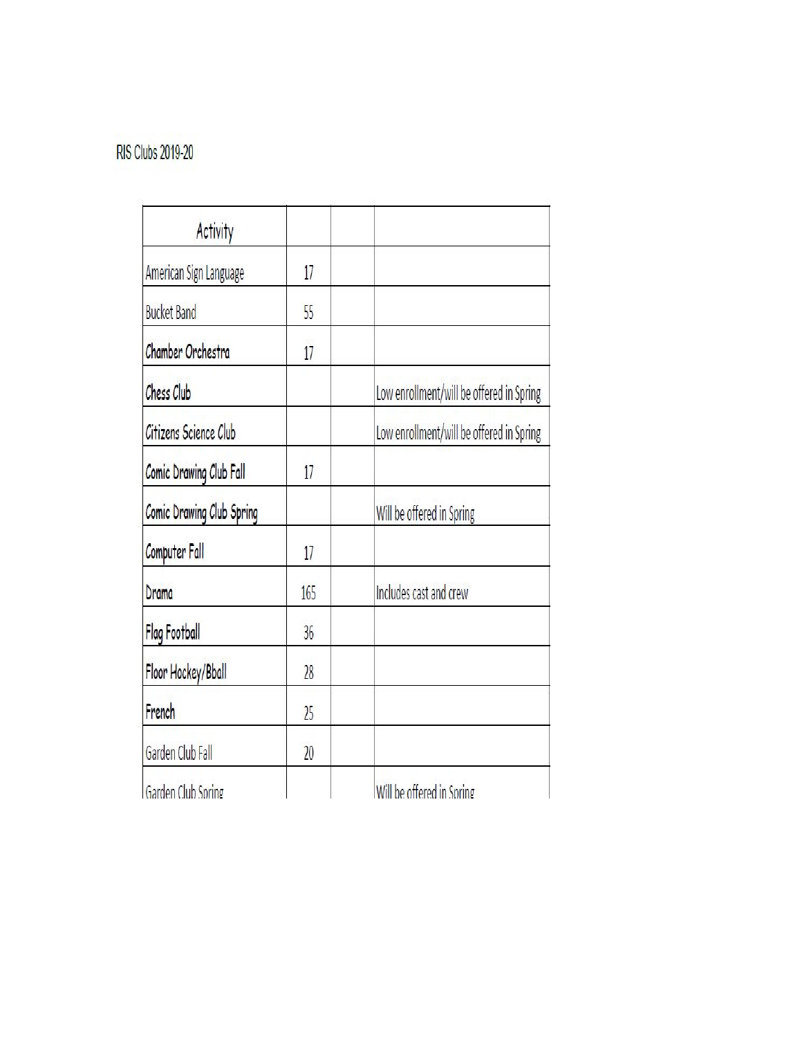RIS Clubs 2019-20

| Activity | | | |
| --- | --- | --- | --- |
| American Sign Language | 17 | | |
| Bucket Band | 55 | | |
| **Chamber Orchestra** | 17 | | |
| **Chess Club** | | | Low enrollment/will be offered in Spring |
| **Citizens Science Club** | | | Low enrollment/will be offered in Spring |
| **Comic Drawing Club Fall** | 17 | | |
| **Comic Drawing Club Spring** | | | Will be offered in Spring |
| **Computer Fall** | 17 | | |
| **Drama** | 165 | | Includes cast and crew |
| **Flag Football** | 36 | | |
| **Floor Hockey/Bball** | 28 | | |
| **French** | 25 | | |
| Garden Club Fall | 20 | | |
| Garden Club Spring | | | Will be offered in Spring |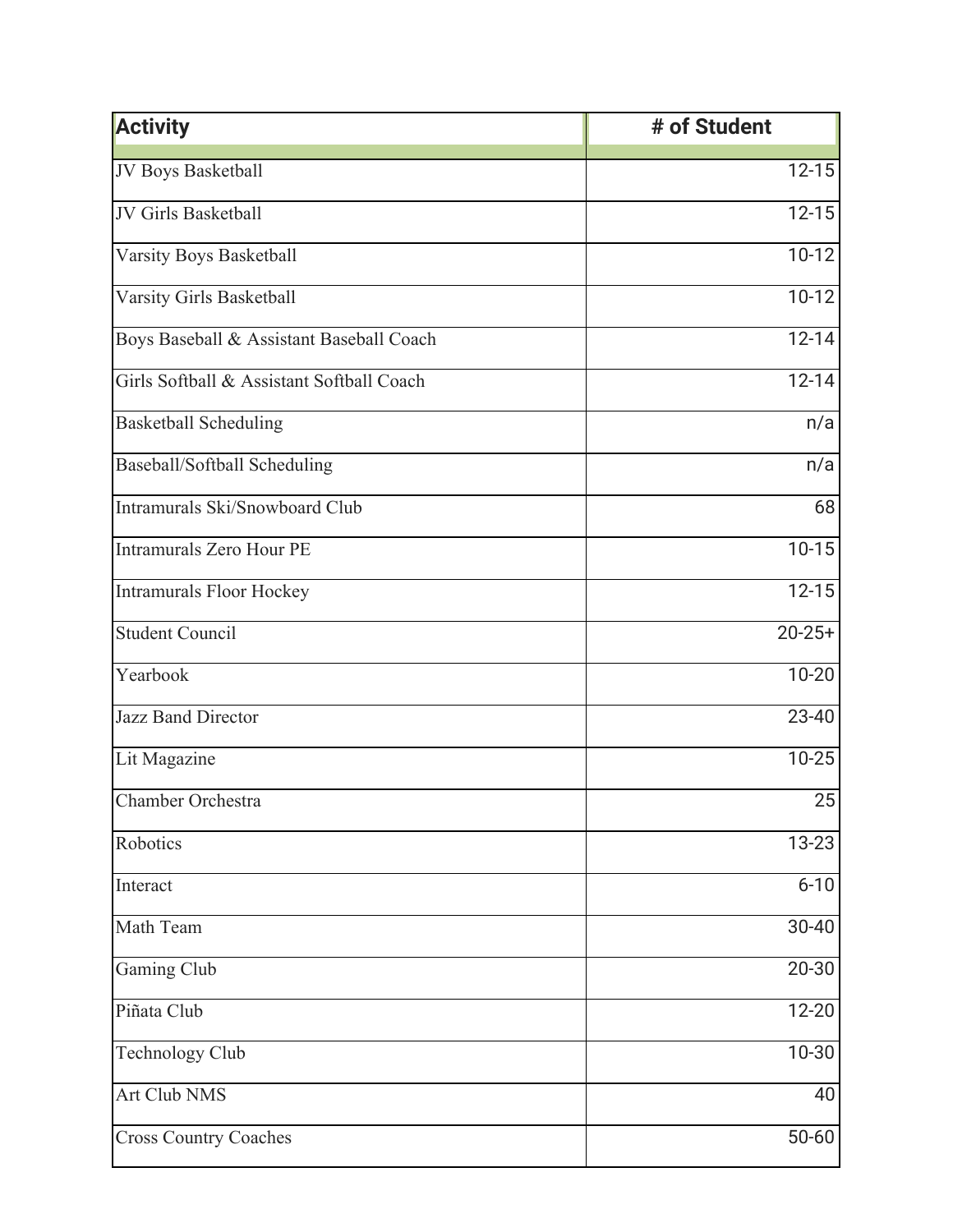| Activity | # of Student |
| --- | --- |
| JV Boys Basketball | 12-15 |
| JV Girls Basketball | 12-15 |
| Varsity Boys Basketball | 10-12 |
| Varsity Girls Basketball | 10-12 |
| Boys Baseball & Assistant Baseball Coach | 12-14 |
| Girls Softball & Assistant Softball Coach | 12-14 |
| Basketball Scheduling | n/a |
| Baseball/Softball Scheduling | n/a |
| Intramurals Ski/Snowboard Club | 68 |
| Intramurals Zero Hour PE | 10-15 |
| Intramurals Floor Hockey | 12-15 |
| Student Council | 20-25+ |
| Yearbook | 10-20 |
| Jazz Band Director | 23-40 |
| Lit Magazine | 10-25 |
| Chamber Orchestra | 25 |
| Robotics | 13-23 |
| Interact | 6-10 |
| Math Team | 30-40 |
| Gaming Club | 20-30 |
| Piñata Club | 12-20 |
| Technology Club | 10-30 |
| Art Club NMS | 40 |
| Cross Country Coaches | 50-60 |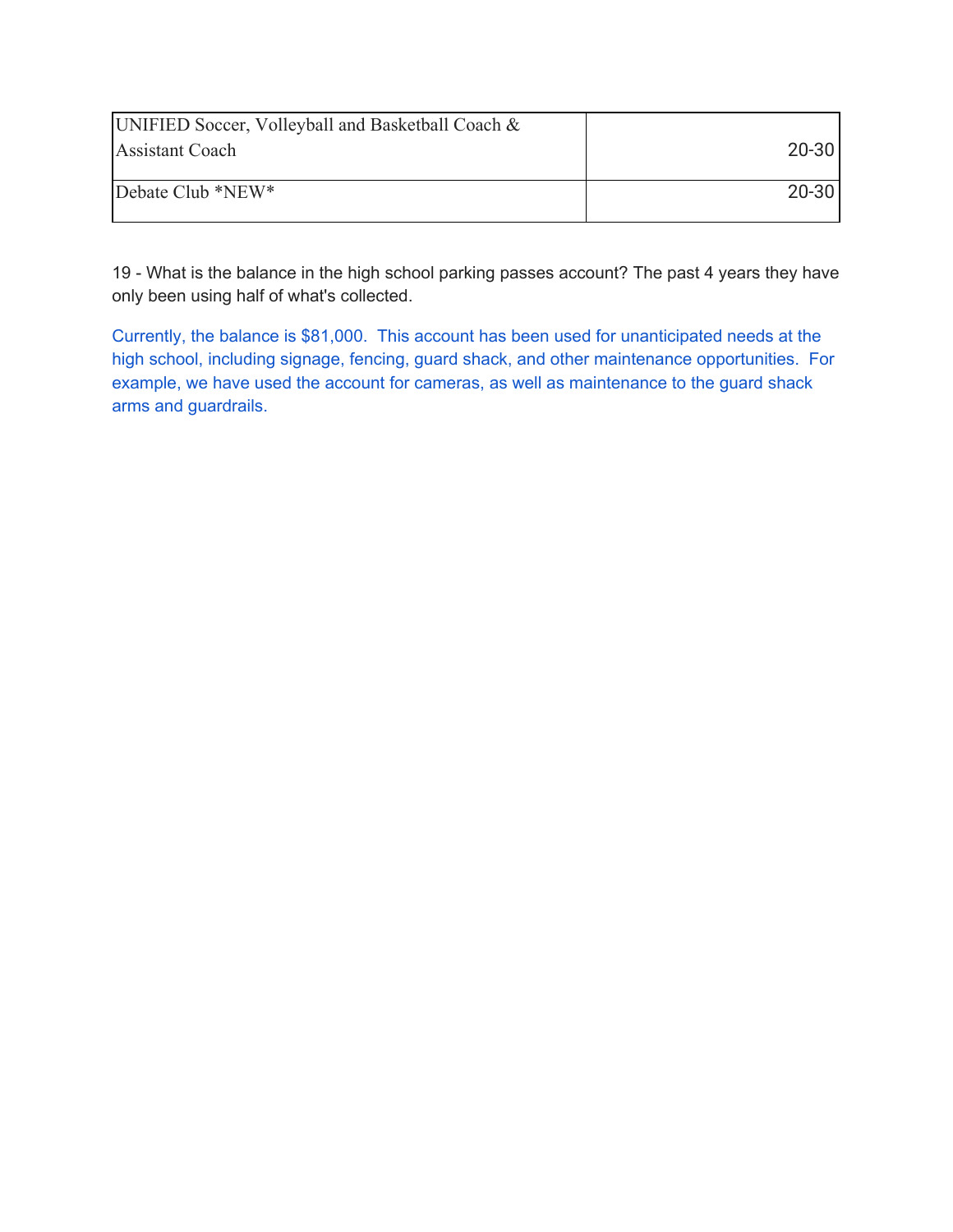| UNIFIED Soccer, Volleyball and Basketball Coach & Assistant Coach | 20-30 |
|---|---|
| Debate Club *NEW* | 20-30 |

19 - What is the balance in the high school parking passes account? The past 4 years they have only been using half of what's collected.

Currently, the balance is $81,000. This account has been used for unanticipated needs at the high school, including signage, fencing, guard shack, and other maintenance opportunities. For example, we have used the account for cameras, as well as maintenance to the guard shack arms and guardrails.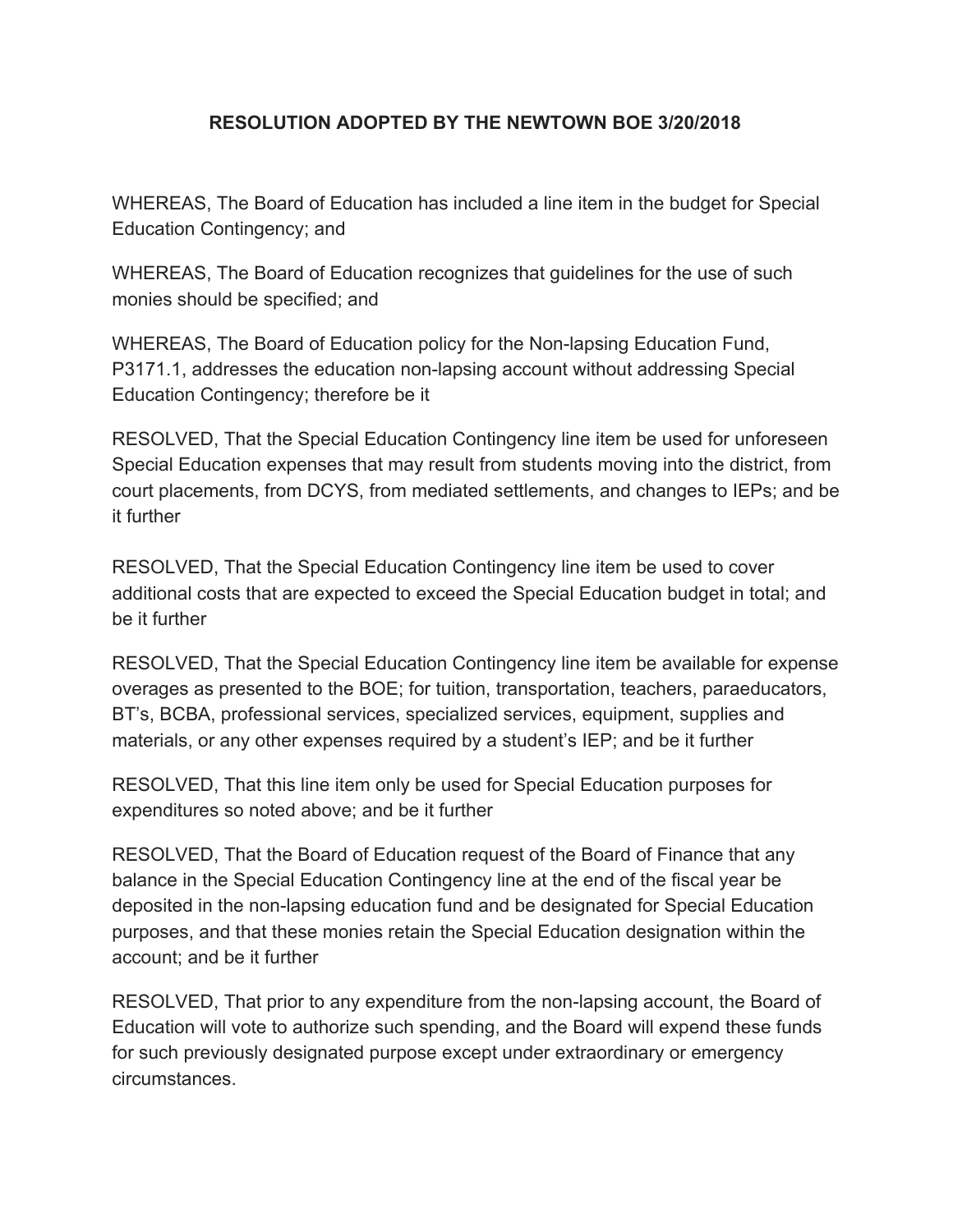**RESOLUTION ADOPTED BY THE NEWTOWN BOE 3/20/2018**

WHEREAS, The Board of Education has included a line item in the budget for Special Education Contingency; and

WHEREAS, The Board of Education recognizes that guidelines for the use of such monies should be specified; and

WHEREAS, The Board of Education policy for the Non-lapsing Education Fund, P3171.1, addresses the education non-lapsing account without addressing Special Education Contingency; therefore be it

RESOLVED, That the Special Education Contingency line item be used for unforeseen Special Education expenses that may result from students moving into the district, from court placements, from DCYS, from mediated settlements, and changes to IEPs; and be it further

RESOLVED, That the Special Education Contingency line item be used to cover additional costs that are expected to exceed the Special Education budget in total; and be it further

RESOLVED, That the Special Education Contingency line item be available for expense overages as presented to the BOE; for tuition, transportation, teachers, paraeducators, BT's, BCBA, professional services, specialized services, equipment, supplies and materials, or any other expenses required by a student's IEP; and be it further

RESOLVED, That this line item only be used for Special Education purposes for expenditures so noted above; and be it further

RESOLVED, That the Board of Education request of the Board of Finance that any balance in the Special Education Contingency line at the end of the fiscal year be deposited in the non-lapsing education fund and be designated for Special Education purposes, and that these monies retain the Special Education designation within the account; and be it further

RESOLVED, That prior to any expenditure from the non-lapsing account, the Board of Education will vote to authorize such spending, and the Board will expend these funds for such previously designated purpose except under extraordinary or emergency circumstances.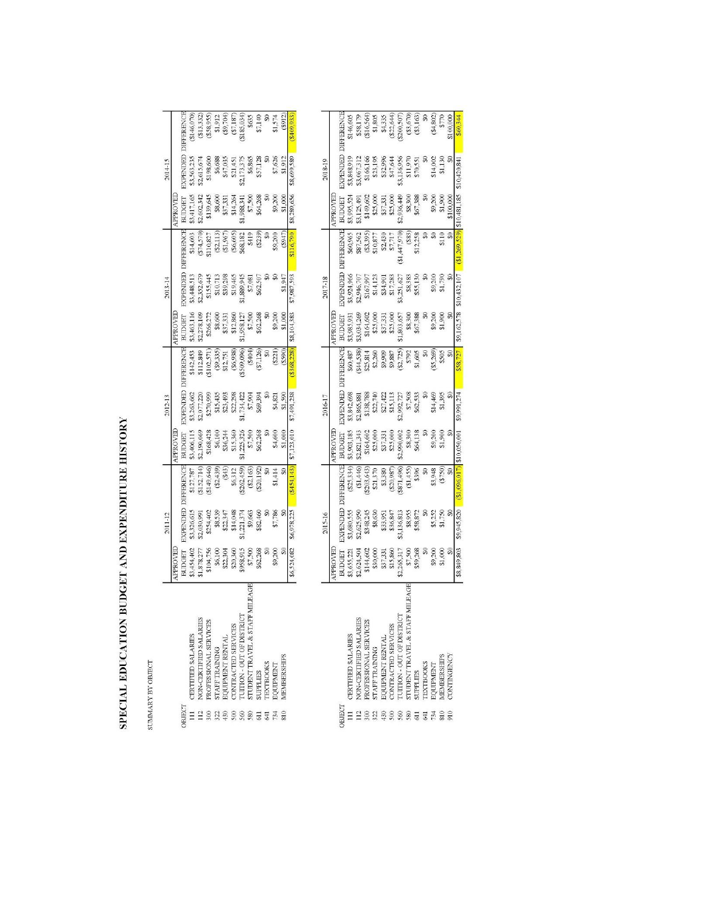# SPECIAL EDUCATION BUDGET AND EXPENDITURE HISTORY

SUMMARY BY OBJECT

| OBJECT | | 2011-12 APPROVED BUDGET | 2011-12 EXPENDED | 2011-12 DIFFERENCE | 2012-13 APPROVED BUDGET | 2012-13 EXPENDED | 2012-13 DIFFERENCE | 2013-14 APPROVED BUDGET | 2013-14 EXPENDED | 2013-14 DIFFERENCE | 2014-15 APPROVED BUDGET | 2014-15 EXPENDED | 2014-15 DIFFERENCE |
|---|---|---|---|---|---|---|---|---|---|---|---|---|---|
| 111 | CERTIFIED SALARIES | $3,454,402 | $3,326,615 | $127,787 | $3,406,115 | $3,263,662 | $142,453 | $3,463,116 | $3,448,513 | $14,603 | $3,417,165 | $3,563,235 | ($146,070) |
| 112 | NON-CERTIFIED SALARIES | $1,878,277 | $2,030,991 | ($152,714) | $2,190,069 | $2,077,220 | $112,849 | $2,278,109 | $2,352,679 | ($74,570) | $2,602,342 | $2,615,674 | ($13,332) |
| 300 | PROFESSIONAL SERVICES | $104,756 | $254,402 | ($149,646) | $168,428 | $270,999 | ($102,571) | $266,272 | $155,445 | $110,827 | $139,645 | $198,600 | ($58,955) |
| 322 | STAFF TRAINING | $6,100 | $8,539 | ($2,439) | $6,100 | $15,435 | ($9,335) | $8,600 | $10,713 | ($2,113) | $8,600 | $6,688 | $1,912 |
| 430 | EQUIPMENT RENTAL | $22,304 | $22,347 | ($43) | $36,244 | $23,493 | $12,751 | $37,331 | $39,298 | ($1,967) | $37,331 | $47,035 | ($9,704) |
| 500 | CONTRACTED SERVICES | $20,360 | $14,048 | $6,312 | $15,360 | $22,298 | ($6,938) | $12,860 | $19,465 | ($6,605) | $14,264 | $21,451 | ($7,187) |
| 560 | TUITION - OUT OF DISTRICT | $958,915 | $1,221,374 | ($262,459) | $1,225,326 | $1,734,422 | ($509,096) | $1,958,127 | $1,889,945 | $68,182 | $1,988,341 | $2,173,375 | ($185,034) |
| 580 | STUDENT TRAVEL & STAFF MILEAGE | $7,500 | $9,663 | ($2,163) | $7,500 | $7,904 | ($404) | $7,500 | $7,081 | $419 | $7,500 | $6,865 | $635 |
| 611 | SUPPLIES | $62,268 | $82,460 | ($20,192) | $62,268 | $69,394 | ($7,126) | $62,268 | $62,507 | ($239) | $64,268 | $57,128 | $7,140 |
| 641 | TEXTBOOKS | $0 | $0 | $0 | $0 | $0 | $0 | $0 | $0 | $0 | $0 | $0 | $0 |
| 734 | EQUIPMENT | $9,200 | $7,786 | $1,414 | $4,600 | $4,821 | ($221) | $9,200 | $0 | $9,200 | $9,200 | $7,626 | $1,574 |
| 810 | MEMBERSHIPS | $0 | $0 | $0 | $1,000 | $1,590 | ($590) | $1,000 | $1,947 | ($947) | $1,000 | $1,912 | ($912) |
| | | $6,524,082 | $6,978,225 | ($454,143) | $7,123,010 | $7,491,238 | ($368,228) | $8,104,383 | $7,987,593 | $116,790 | $8,289,656 | $8,699,589 | ($409,933) |

| OBJECT | | 2015-16 APPROVED BUDGET | 2015-16 EXPENDED | 2015-16 DIFFERENCE | 2016-17 APPROVED BUDGET | 2016-17 EXPENDED | 2016-17 DIFFERENCE | 2017-18 APPROVED BUDGET | 2017-18 EXPENDED | 2017-18 DIFFERENCE | 2018-19 APPROVED BUDGET | 2018-19 EXPENDED | 2018-19 DIFFERENCE |
|---|---|---|---|---|---|---|---|---|---|---|---|---|---|
| 111 | CERTIFIED SALARIES | $3,655,221 | $3,680,555 | ($25,334) | $3,903,185 | $3,842,698 | $60,487 | $3,985,931 | $3,924,966 | $60,965 | $3,995,524 | $3,848,919 | $146,605 |
| 112 | NON-CERTIFIED SALARIES | $2,624,504 | $2,625,950 | ($1,446) | $2,821,343 | $2,865,881 | ($44,538) | $3,034,269 | $2,946,707 | $87,562 | $3,125,491 | $3,067,312 | $58,179 |
| 300 | PROFESSIONAL SERVICES | $144,602 | $348,245 | ($203,643) | $164,602 | $138,788 | $25,814 | $164,602 | $167,997 | ($3,395) | $149,602 | $166,166 | ($16,564) |
| 322 | STAFF TRAINING | $30,000 | $8,630 | $21,370 | $25,000 | $22,740 | $2,260 | $25,000 | $14,123 | $10,877 | $25,000 | $23,195 | $1,805 |
| 430 | EQUIPMENT RENTAL | $37,331 | $33,951 | $3,380 | $37,331 | $27,422 | $9,909 | $37,331 | $34,901 | $2,430 | $37,331 | $32,996 | $4,335 |
| 500 | CONTRACTED SERVICES | $15,860 | $36,847 | ($20,987) | $25,000 | $15,113 | $9,887 | $25,000 | $17,283 | $7,717 | $25,000 | $47,644 | ($22,644) |
| 560 | TUITION - OUT OF DISTRICT | $2,265,317 | $3,136,813 | ($871,496) | $2,990,002 | $2,992,727 | ($2,725) | $1,803,657 | $3,251,627 | ($1,447,970) | $2,936,449 | $3,136,956 | ($200,507) |
| 580 | STUDENT TRAVEL & STAFF MILEAGE | $7,500 | $8,955 | ($1,455) | $8,300 | $7,508 | $792 | $8,300 | $8,388 | ($88) | $8,300 | $11,970 | ($3,670) |
| 611 | SUPPLIES | $59,268 | $58,872 | $396 | $64,138 | $62,533 | $1,605 | $67,388 | $55,130 | $12,258 | $67,388 | $70,551 | ($3,163) |
| 641 | TEXTBOOKS | $0 | $0 | $0 | $0 | $0 | $0 | $0 | $0 | $0 | $0 | $0 | $0 |
| 734 | EQUIPMENT | $9,200 | $5,252 | $3,948 | $9,200 | $14,469 | ($5,269) | $9,200 | $9,200 | $0 | $9,200 | $14,002 | ($4,802) |
| 810 | MEMBERSHIPS | $1,000 | $1,750 | ($750) | $1,900 | $1,395 | $505 | $1,900 | $1,790 | $110 | $1,900 | $1,130 | $770 |
| 910 | CONTINGENCY | $0 | $0 | $0 | $0 | $0 | $0 | $0 | $0 | $0 | $100,000 | $0 | $100,000 |
| | | $8,849,803 | $9,945,820 | ($1,096,017) | $10,050,001 | $9,991,274 | $58,727 | $9,162,578 | $10,432,107 | ($1,269,529) | $10,481,185 | $10,420,841 | $60,344 |